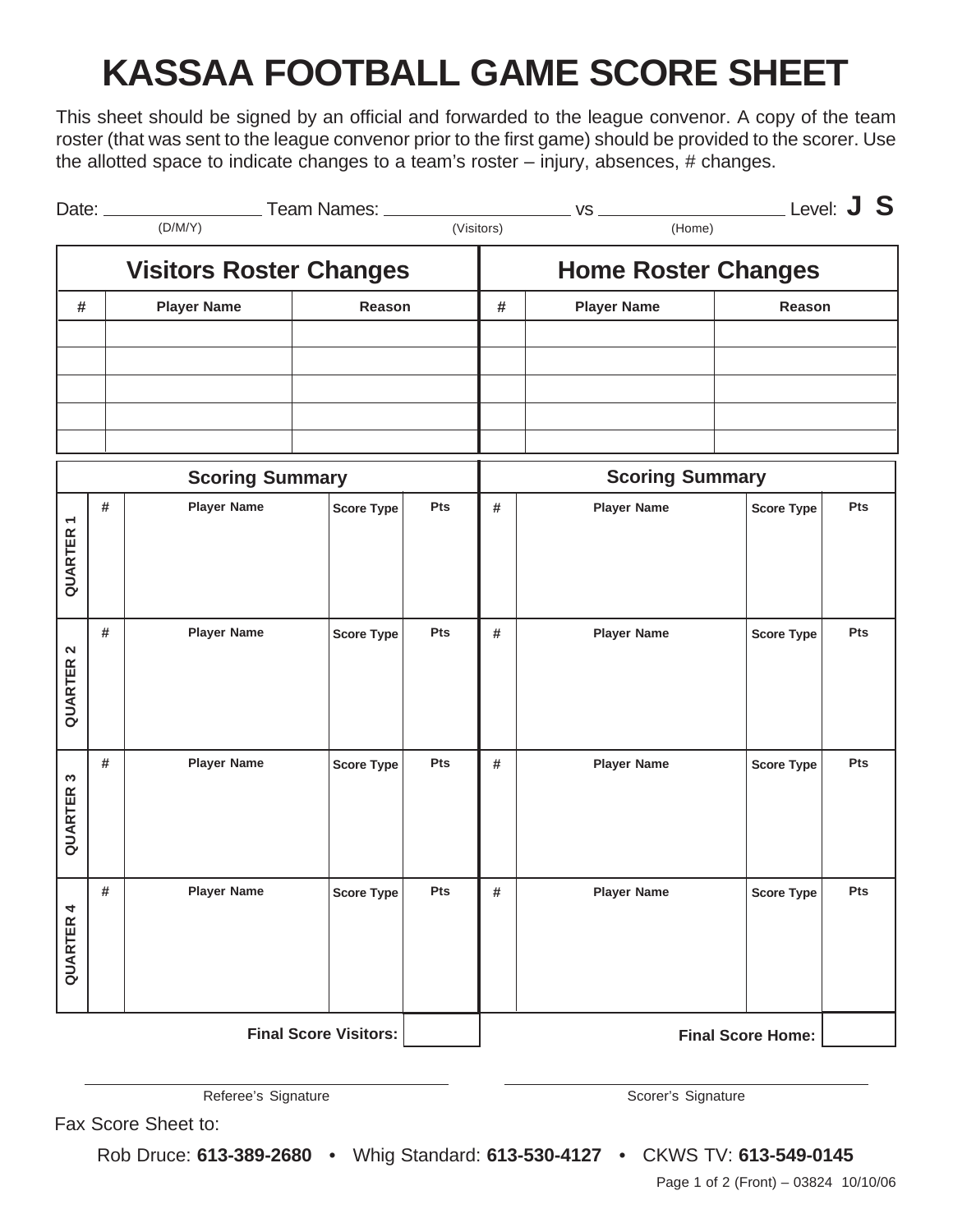# KASSAA FOOTBALL GAME SCORE SHEET

This sheet should be signed by an official and forwarded to the league convenor. A copy of the team roster (that was sent to the league convenor prior to the first game) should be provided to the scorer. Use the allotted space to indicate changes to a team's roster – injury, absences, # changes.

Date: ________________ Team Names: ____________________ vs ____________________ Level: **J S**
(D/M/Y) (Visitors) (Home)

| Visitors Roster Changes | | | Home Roster Changes | | |
|---|---|---|---|---|---|
| **#** | **Player Name** | **Reason** | **#** | **Player Name** | **Reason** |
| | | | | | |
| | | | | | |
| | | | | | |
| | | | | | |
| | | | | | |

| | Scoring Summary | | | | Scoring Summary | | | |
|---|---|---|---|---|---|---|---|---|
| **QUARTER 1** | **#** | **Player Name** | **Score Type** | **Pts** | **#** | **Player Name** | **Score Type** | **Pts** |
| **QUARTER 2** | **#** | **Player Name** | **Score Type** | **Pts** | **#** | **Player Name** | **Score Type** | **Pts** |
| **QUARTER 3** | **#** | **Player Name** | **Score Type** | **Pts** | **#** | **Player Name** | **Score Type** | **Pts** |
| **QUARTER 4** | **#** | **Player Name** | **Score Type** | **Pts** | **#** | **Player Name** | **Score Type** | **Pts** |
| | | | **Final Score Visitors:** | | | | **Final Score Home:** | |

_________________________ Referee's Signature

_________________________ Scorer's Signature

Fax Score Sheet to:

Rob Druce: **613-389-2680** • Whig Standard: **613-530-4127** • CKWS TV: **613-549-0145**

Page 1 of 2 (Front) – 03824 10/10/06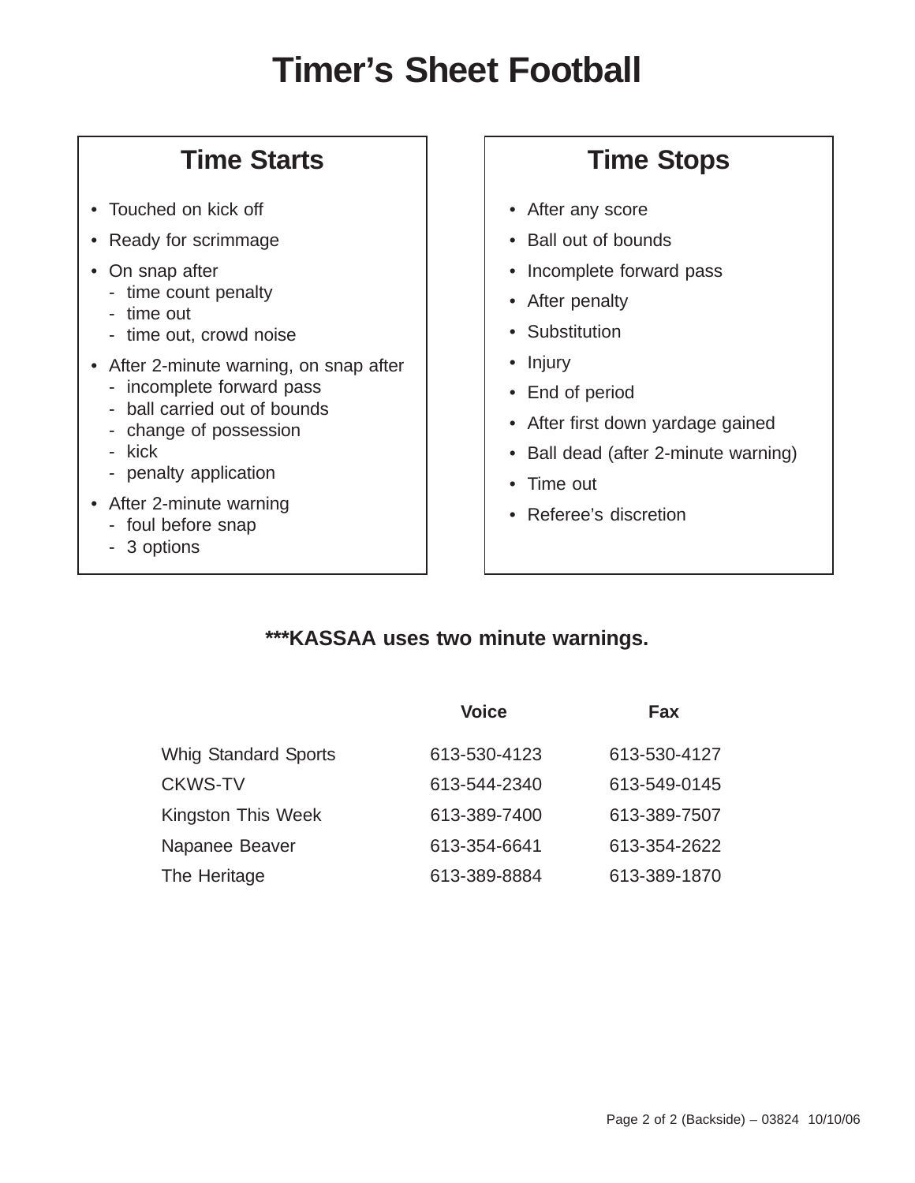# Timer's Sheet Football

## Time Starts

- Touched on kick off
- Ready for scrimmage
- On snap after
  - time count penalty
  - time out
  - time out, crowd noise
- After 2-minute warning, on snap after
  - incomplete forward pass
  - ball carried out of bounds
  - change of possession
  - kick
  - penalty application
- After 2-minute warning
  - foul before snap
  - 3 options

## Time Stops

- After any score
- Ball out of bounds
- Incomplete forward pass
- After penalty
- Substitution
- Injury
- End of period
- After first down yardage gained
- Ball dead (after 2-minute warning)
- Time out
- Referee's discretion

**\*\*\*KASSAA uses two minute warnings.**

| | Voice | Fax |
|---|---|---|
| Whig Standard Sports | 613-530-4123 | 613-530-4127 |
| CKWS-TV | 613-544-2340 | 613-549-0145 |
| Kingston This Week | 613-389-7400 | 613-389-7507 |
| Napanee Beaver | 613-354-6641 | 613-354-2622 |
| The Heritage | 613-389-8884 | 613-389-1870 |

Page 2 of 2 (Backside) – 03824 10/10/06